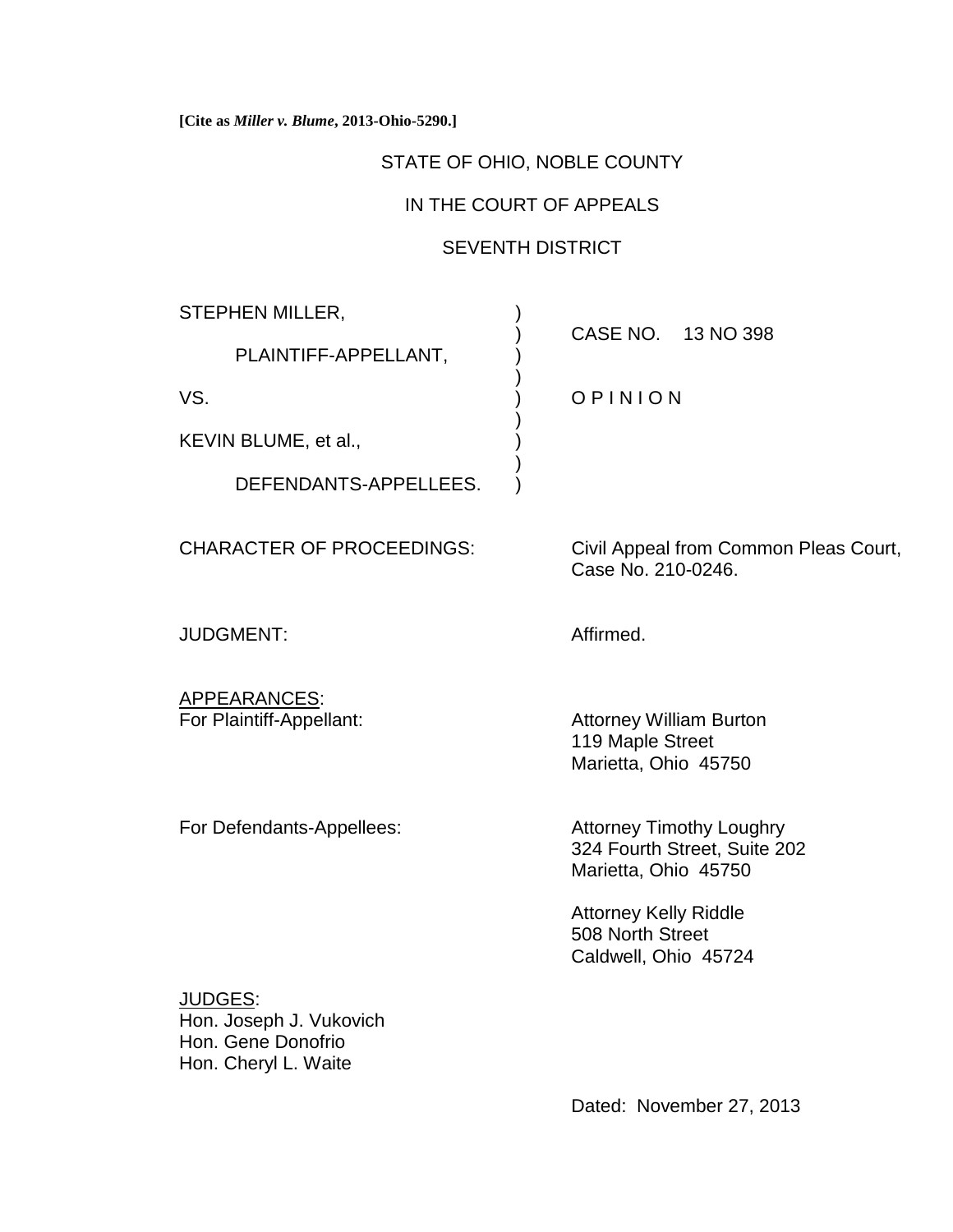**[Cite as *Miller v. Blume*, 2013-Ohio-5290.]**

STATE OF OHIO, NOBLE COUNTY

IN THE COURT OF APPEALS

SEVENTH DISTRICT

| | | |
|---|---|---|
| STEPHEN MILLER, | ) | CASE NO. 13 NO 398 |
| PLAINTIFF-APPELLANT, | ) | |
| VS. | ) | O P I N I O N |
| KEVIN BLUME, et al., | ) | |
| DEFENDANTS-APPELLEES. | ) | |

CHARACTER OF PROCEEDINGS: Civil Appeal from Common Pleas Court, Case No. 210-0246.

JUDGMENT: Affirmed.

APPEARANCES:

For Plaintiff-Appellant:
Attorney William Burton
119 Maple Street
Marietta, Ohio 45750

For Defendants-Appellees:
Attorney Timothy Loughry
324 Fourth Street, Suite 202
Marietta, Ohio 45750

Attorney Kelly Riddle
508 North Street
Caldwell, Ohio 45724

JUDGES:
Hon. Joseph J. Vukovich
Hon. Gene Donofrio
Hon. Cheryl L. Waite

Dated: November 27, 2013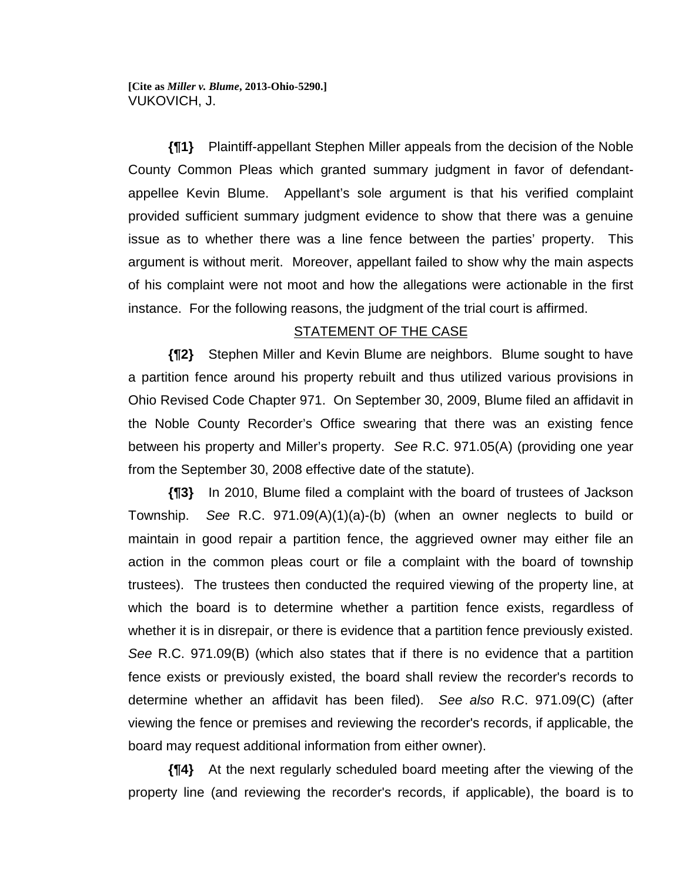**[Cite as *Miller v. Blume*, 2013-Ohio-5290.]**
VUKOVICH, J.

**{¶1}** Plaintiff-appellant Stephen Miller appeals from the decision of the Noble County Common Pleas which granted summary judgment in favor of defendant-appellee Kevin Blume. Appellant's sole argument is that his verified complaint provided sufficient summary judgment evidence to show that there was a genuine issue as to whether there was a line fence between the parties' property. This argument is without merit. Moreover, appellant failed to show why the main aspects of his complaint were not moot and how the allegations were actionable in the first instance. For the following reasons, the judgment of the trial court is affirmed.

STATEMENT OF THE CASE

**{¶2}** Stephen Miller and Kevin Blume are neighbors. Blume sought to have a partition fence around his property rebuilt and thus utilized various provisions in Ohio Revised Code Chapter 971. On September 30, 2009, Blume filed an affidavit in the Noble County Recorder's Office swearing that there was an existing fence between his property and Miller's property. *See* R.C. 971.05(A) (providing one year from the September 30, 2008 effective date of the statute).

**{¶3}** In 2010, Blume filed a complaint with the board of trustees of Jackson Township. *See* R.C. 971.09(A)(1)(a)-(b) (when an owner neglects to build or maintain in good repair a partition fence, the aggrieved owner may either file an action in the common pleas court or file a complaint with the board of township trustees). The trustees then conducted the required viewing of the property line, at which the board is to determine whether a partition fence exists, regardless of whether it is in disrepair, or there is evidence that a partition fence previously existed. *See* R.C. 971.09(B) (which also states that if there is no evidence that a partition fence exists or previously existed, the board shall review the recorder's records to determine whether an affidavit has been filed). *See also* R.C. 971.09(C) (after viewing the fence or premises and reviewing the recorder's records, if applicable, the board may request additional information from either owner).

**{¶4}** At the next regularly scheduled board meeting after the viewing of the property line (and reviewing the recorder's records, if applicable), the board is to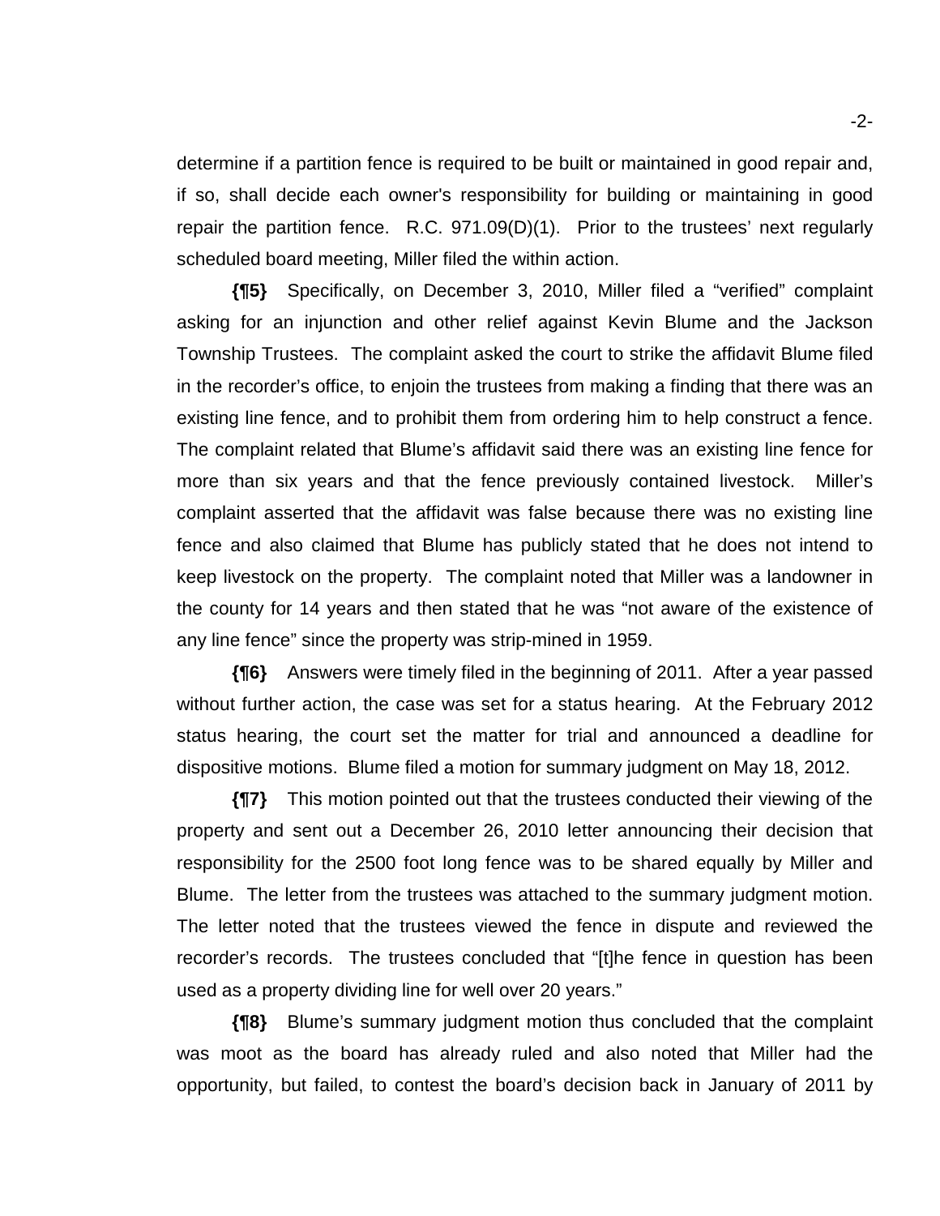determine if a partition fence is required to be built or maintained in good repair and, if so, shall decide each owner's responsibility for building or maintaining in good repair the partition fence. R.C. 971.09(D)(1). Prior to the trustees' next regularly scheduled board meeting, Miller filed the within action.

**{¶5}** Specifically, on December 3, 2010, Miller filed a "verified" complaint asking for an injunction and other relief against Kevin Blume and the Jackson Township Trustees. The complaint asked the court to strike the affidavit Blume filed in the recorder's office, to enjoin the trustees from making a finding that there was an existing line fence, and to prohibit them from ordering him to help construct a fence. The complaint related that Blume's affidavit said there was an existing line fence for more than six years and that the fence previously contained livestock. Miller's complaint asserted that the affidavit was false because there was no existing line fence and also claimed that Blume has publicly stated that he does not intend to keep livestock on the property. The complaint noted that Miller was a landowner in the county for 14 years and then stated that he was "not aware of the existence of any line fence" since the property was strip-mined in 1959.

**{¶6}** Answers were timely filed in the beginning of 2011. After a year passed without further action, the case was set for a status hearing. At the February 2012 status hearing, the court set the matter for trial and announced a deadline for dispositive motions. Blume filed a motion for summary judgment on May 18, 2012.

**{¶7}** This motion pointed out that the trustees conducted their viewing of the property and sent out a December 26, 2010 letter announcing their decision that responsibility for the 2500 foot long fence was to be shared equally by Miller and Blume. The letter from the trustees was attached to the summary judgment motion. The letter noted that the trustees viewed the fence in dispute and reviewed the recorder's records. The trustees concluded that "[t]he fence in question has been used as a property dividing line for well over 20 years."

**{¶8}** Blume's summary judgment motion thus concluded that the complaint was moot as the board has already ruled and also noted that Miller had the opportunity, but failed, to contest the board's decision back in January of 2011 by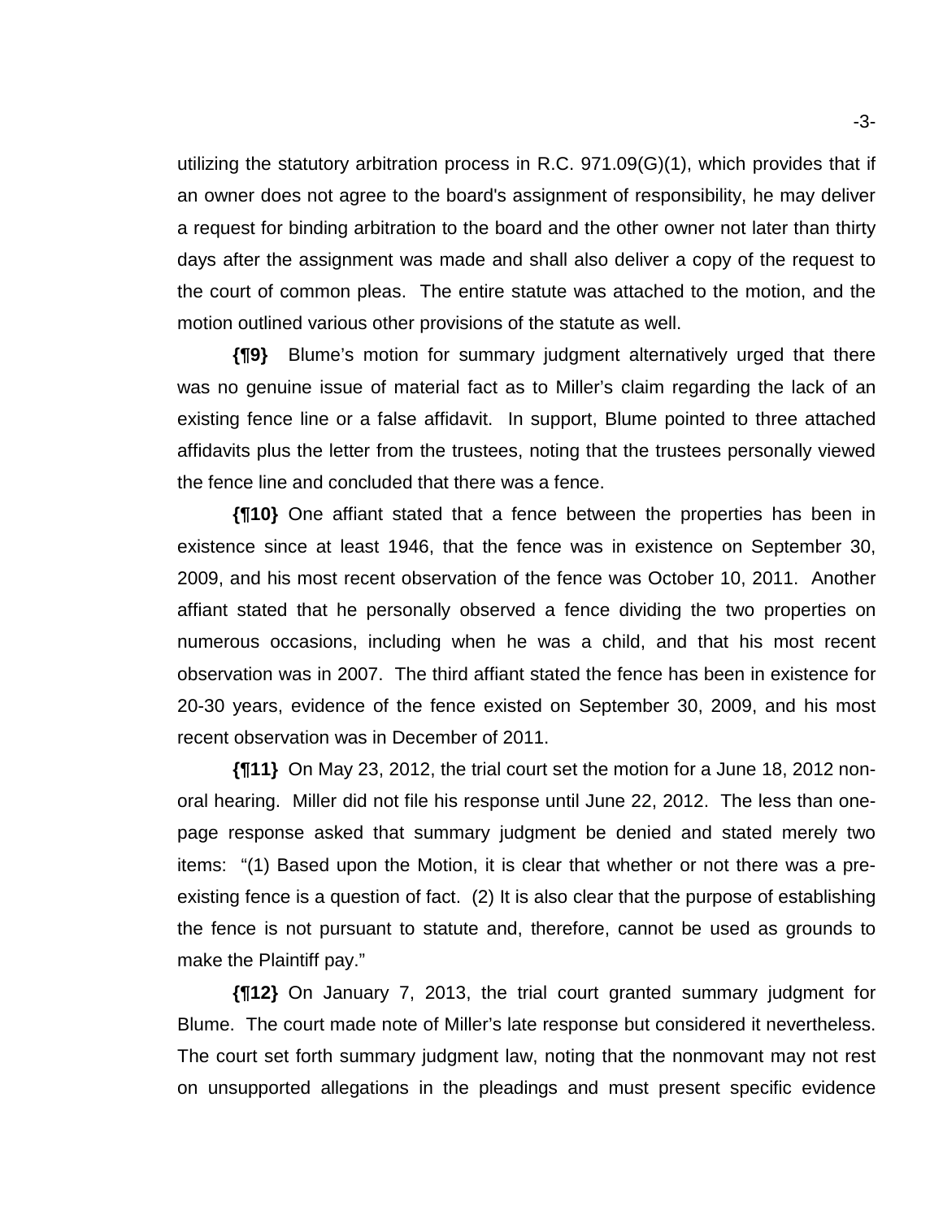utilizing the statutory arbitration process in R.C. 971.09(G)(1), which provides that if an owner does not agree to the board's assignment of responsibility, he may deliver a request for binding arbitration to the board and the other owner not later than thirty days after the assignment was made and shall also deliver a copy of the request to the court of common pleas. The entire statute was attached to the motion, and the motion outlined various other provisions of the statute as well.

**{¶9}** Blume's motion for summary judgment alternatively urged that there was no genuine issue of material fact as to Miller's claim regarding the lack of an existing fence line or a false affidavit. In support, Blume pointed to three attached affidavits plus the letter from the trustees, noting that the trustees personally viewed the fence line and concluded that there was a fence.

**{¶10}** One affiant stated that a fence between the properties has been in existence since at least 1946, that the fence was in existence on September 30, 2009, and his most recent observation of the fence was October 10, 2011. Another affiant stated that he personally observed a fence dividing the two properties on numerous occasions, including when he was a child, and that his most recent observation was in 2007. The third affiant stated the fence has been in existence for 20-30 years, evidence of the fence existed on September 30, 2009, and his most recent observation was in December of 2011.

**{¶11}** On May 23, 2012, the trial court set the motion for a June 18, 2012 non-oral hearing. Miller did not file his response until June 22, 2012. The less than one-page response asked that summary judgment be denied and stated merely two items: "(1) Based upon the Motion, it is clear that whether or not there was a pre-existing fence is a question of fact. (2) It is also clear that the purpose of establishing the fence is not pursuant to statute and, therefore, cannot be used as grounds to make the Plaintiff pay."

**{¶12}** On January 7, 2013, the trial court granted summary judgment for Blume. The court made note of Miller's late response but considered it nevertheless. The court set forth summary judgment law, noting that the nonmovant may not rest on unsupported allegations in the pleadings and must present specific evidence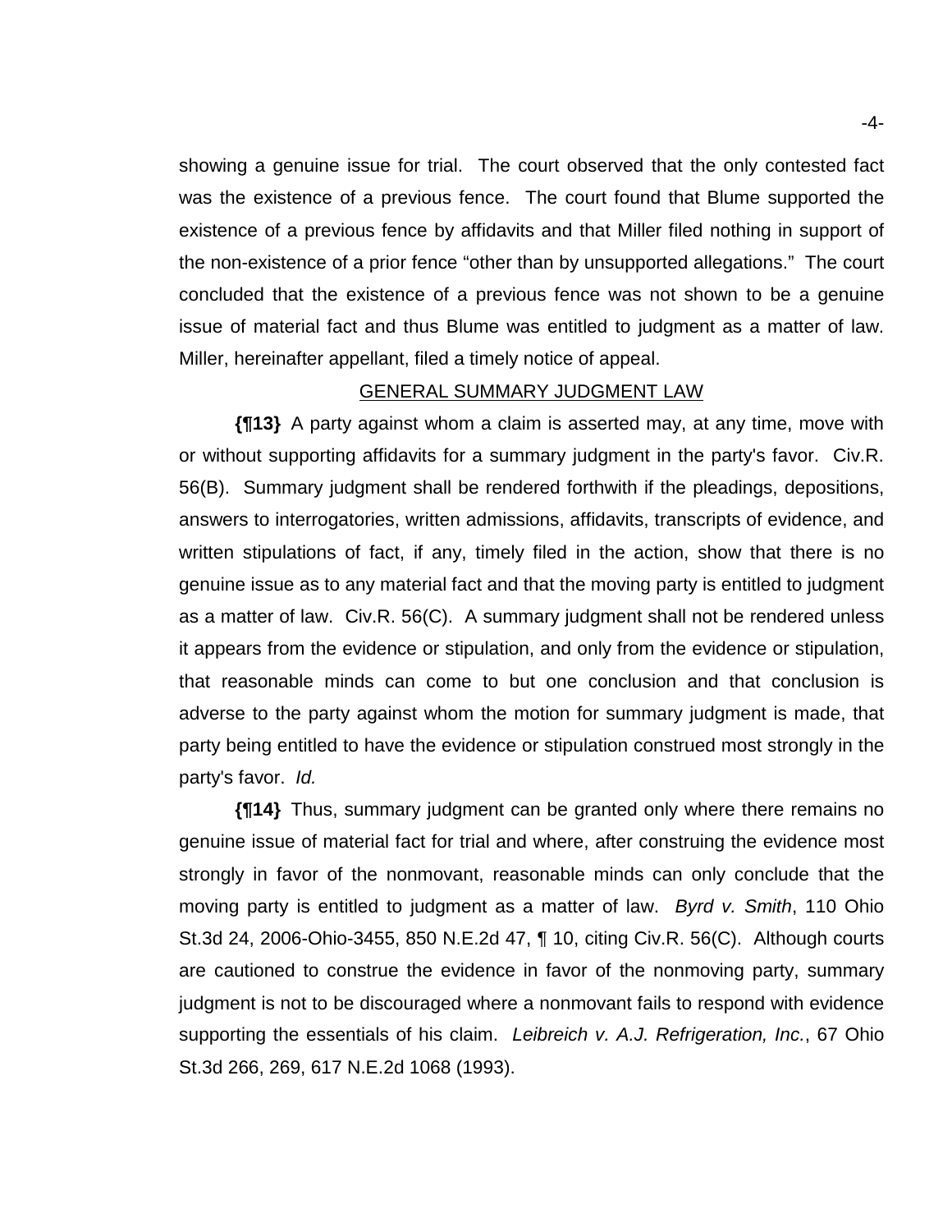showing a genuine issue for trial. The court observed that the only contested fact was the existence of a previous fence. The court found that Blume supported the existence of a previous fence by affidavits and that Miller filed nothing in support of the non-existence of a prior fence "other than by unsupported allegations." The court concluded that the existence of a previous fence was not shown to be a genuine issue of material fact and thus Blume was entitled to judgment as a matter of law. Miller, hereinafter appellant, filed a timely notice of appeal.

## GENERAL SUMMARY JUDGMENT LAW

**{¶13}** A party against whom a claim is asserted may, at any time, move with or without supporting affidavits for a summary judgment in the party's favor. Civ.R. 56(B). Summary judgment shall be rendered forthwith if the pleadings, depositions, answers to interrogatories, written admissions, affidavits, transcripts of evidence, and written stipulations of fact, if any, timely filed in the action, show that there is no genuine issue as to any material fact and that the moving party is entitled to judgment as a matter of law. Civ.R. 56(C). A summary judgment shall not be rendered unless it appears from the evidence or stipulation, and only from the evidence or stipulation, that reasonable minds can come to but one conclusion and that conclusion is adverse to the party against whom the motion for summary judgment is made, that party being entitled to have the evidence or stipulation construed most strongly in the party's favor. *Id.*

**{¶14}** Thus, summary judgment can be granted only where there remains no genuine issue of material fact for trial and where, after construing the evidence most strongly in favor of the nonmovant, reasonable minds can only conclude that the moving party is entitled to judgment as a matter of law. *Byrd v. Smith*, 110 Ohio St.3d 24, 2006-Ohio-3455, 850 N.E.2d 47, ¶ 10, citing Civ.R. 56(C). Although courts are cautioned to construe the evidence in favor of the nonmoving party, summary judgment is not to be discouraged where a nonmovant fails to respond with evidence supporting the essentials of his claim. *Leibreich v. A.J. Refrigeration, Inc.*, 67 Ohio St.3d 266, 269, 617 N.E.2d 1068 (1993).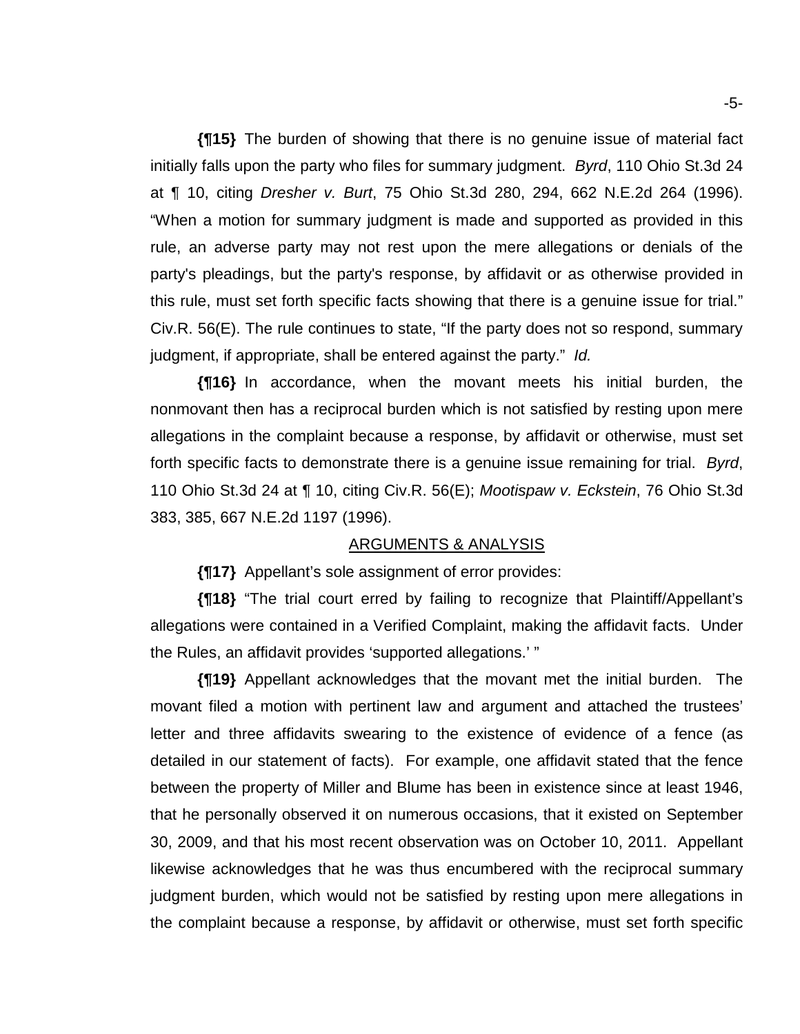**{¶15}** The burden of showing that there is no genuine issue of material fact initially falls upon the party who files for summary judgment. *Byrd*, 110 Ohio St.3d 24 at ¶ 10, citing *Dresher v. Burt*, 75 Ohio St.3d 280, 294, 662 N.E.2d 264 (1996). "When a motion for summary judgment is made and supported as provided in this rule, an adverse party may not rest upon the mere allegations or denials of the party's pleadings, but the party's response, by affidavit or as otherwise provided in this rule, must set forth specific facts showing that there is a genuine issue for trial." Civ.R. 56(E). The rule continues to state, "If the party does not so respond, summary judgment, if appropriate, shall be entered against the party." *Id.*

**{¶16}** In accordance, when the movant meets his initial burden, the nonmovant then has a reciprocal burden which is not satisfied by resting upon mere allegations in the complaint because a response, by affidavit or otherwise, must set forth specific facts to demonstrate there is a genuine issue remaining for trial. *Byrd*, 110 Ohio St.3d 24 at ¶ 10, citing Civ.R. 56(E); *Mootispaw v. Eckstein*, 76 Ohio St.3d 383, 385, 667 N.E.2d 1197 (1996).

## ARGUMENTS & ANALYSIS

**{¶17}** Appellant's sole assignment of error provides:

**{¶18}** "The trial court erred by failing to recognize that Plaintiff/Appellant's allegations were contained in a Verified Complaint, making the affidavit facts. Under the Rules, an affidavit provides 'supported allegations.' "

**{¶19}** Appellant acknowledges that the movant met the initial burden. The movant filed a motion with pertinent law and argument and attached the trustees' letter and three affidavits swearing to the existence of evidence of a fence (as detailed in our statement of facts). For example, one affidavit stated that the fence between the property of Miller and Blume has been in existence since at least 1946, that he personally observed it on numerous occasions, that it existed on September 30, 2009, and that his most recent observation was on October 10, 2011. Appellant likewise acknowledges that he was thus encumbered with the reciprocal summary judgment burden, which would not be satisfied by resting upon mere allegations in the complaint because a response, by affidavit or otherwise, must set forth specific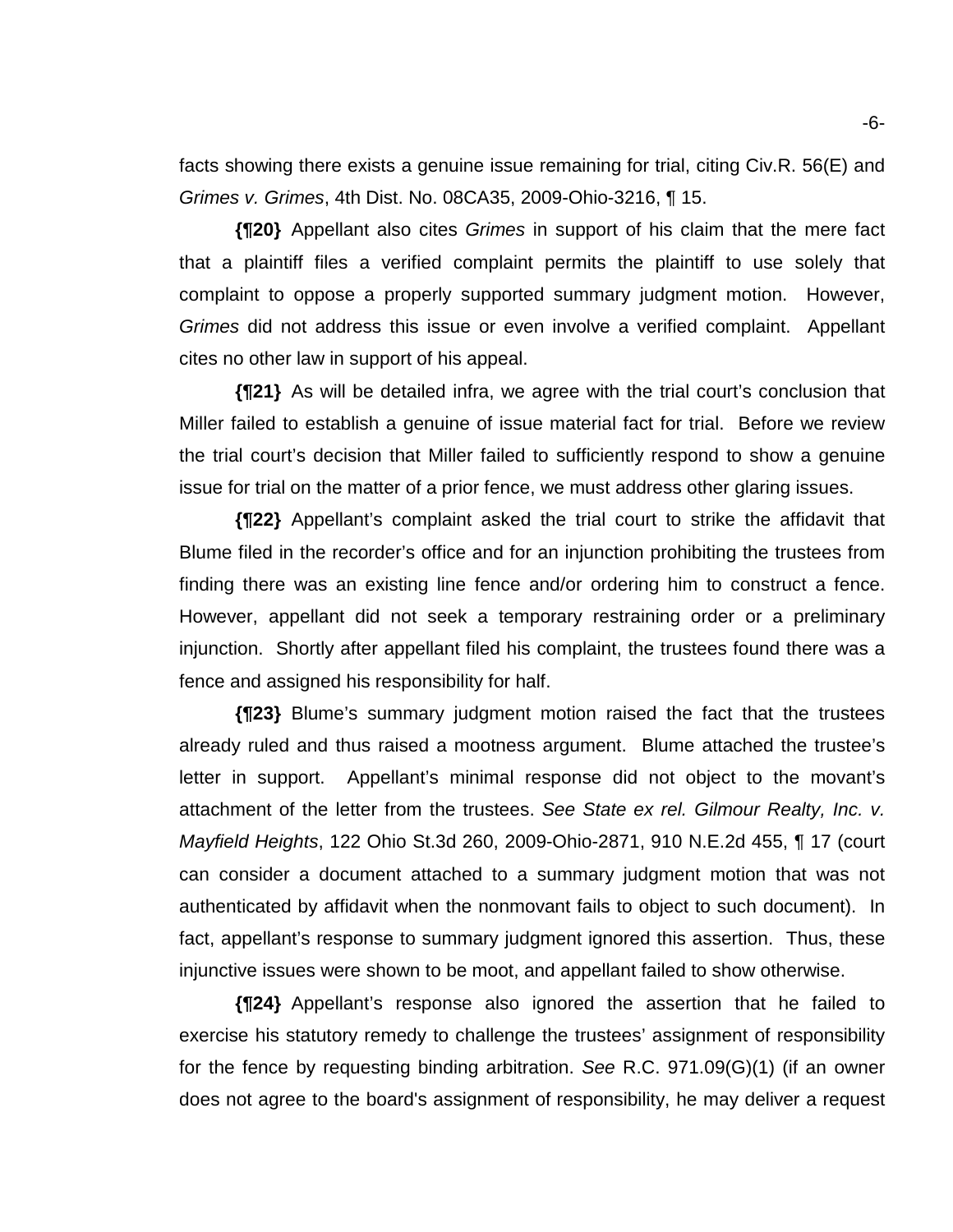facts showing there exists a genuine issue remaining for trial, citing Civ.R. 56(E) and *Grimes v. Grimes*, 4th Dist. No. 08CA35, 2009-Ohio-3216, ¶ 15.

**{¶20}** Appellant also cites *Grimes* in support of his claim that the mere fact that a plaintiff files a verified complaint permits the plaintiff to use solely that complaint to oppose a properly supported summary judgment motion. However, *Grimes* did not address this issue or even involve a verified complaint. Appellant cites no other law in support of his appeal.

**{¶21}** As will be detailed infra, we agree with the trial court's conclusion that Miller failed to establish a genuine of issue material fact for trial. Before we review the trial court's decision that Miller failed to sufficiently respond to show a genuine issue for trial on the matter of a prior fence, we must address other glaring issues.

**{¶22}** Appellant's complaint asked the trial court to strike the affidavit that Blume filed in the recorder's office and for an injunction prohibiting the trustees from finding there was an existing line fence and/or ordering him to construct a fence. However, appellant did not seek a temporary restraining order or a preliminary injunction. Shortly after appellant filed his complaint, the trustees found there was a fence and assigned his responsibility for half.

**{¶23}** Blume's summary judgment motion raised the fact that the trustees already ruled and thus raised a mootness argument. Blume attached the trustee's letter in support. Appellant's minimal response did not object to the movant's attachment of the letter from the trustees. *See State ex rel. Gilmour Realty, Inc. v. Mayfield Heights*, 122 Ohio St.3d 260, 2009-Ohio-2871, 910 N.E.2d 455, ¶ 17 (court can consider a document attached to a summary judgment motion that was not authenticated by affidavit when the nonmovant fails to object to such document). In fact, appellant's response to summary judgment ignored this assertion. Thus, these injunctive issues were shown to be moot, and appellant failed to show otherwise.

**{¶24}** Appellant's response also ignored the assertion that he failed to exercise his statutory remedy to challenge the trustees' assignment of responsibility for the fence by requesting binding arbitration. *See* R.C. 971.09(G)(1) (if an owner does not agree to the board's assignment of responsibility, he may deliver a request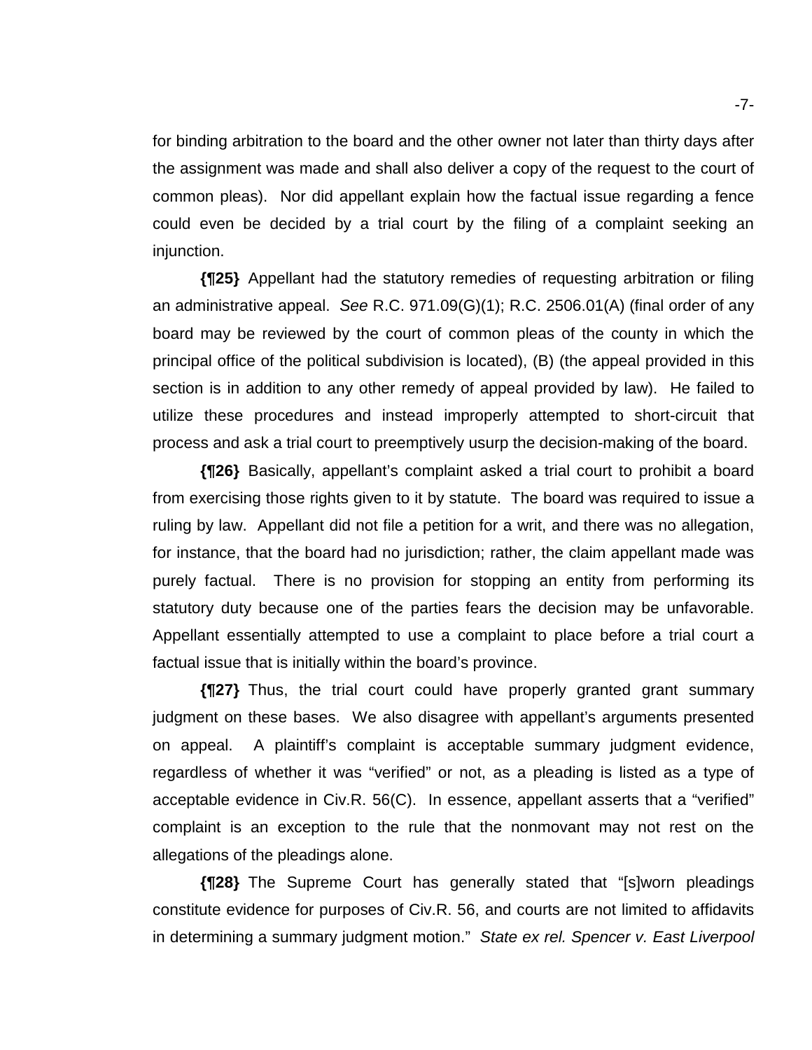for binding arbitration to the board and the other owner not later than thirty days after the assignment was made and shall also deliver a copy of the request to the court of common pleas). Nor did appellant explain how the factual issue regarding a fence could even be decided by a trial court by the filing of a complaint seeking an injunction.

**{¶25}** Appellant had the statutory remedies of requesting arbitration or filing an administrative appeal. *See* R.C. 971.09(G)(1); R.C. 2506.01(A) (final order of any board may be reviewed by the court of common pleas of the county in which the principal office of the political subdivision is located), (B) (the appeal provided in this section is in addition to any other remedy of appeal provided by law). He failed to utilize these procedures and instead improperly attempted to short-circuit that process and ask a trial court to preemptively usurp the decision-making of the board.

**{¶26}** Basically, appellant's complaint asked a trial court to prohibit a board from exercising those rights given to it by statute. The board was required to issue a ruling by law. Appellant did not file a petition for a writ, and there was no allegation, for instance, that the board had no jurisdiction; rather, the claim appellant made was purely factual. There is no provision for stopping an entity from performing its statutory duty because one of the parties fears the decision may be unfavorable. Appellant essentially attempted to use a complaint to place before a trial court a factual issue that is initially within the board's province.

**{¶27}** Thus, the trial court could have properly granted grant summary judgment on these bases. We also disagree with appellant's arguments presented on appeal. A plaintiff's complaint is acceptable summary judgment evidence, regardless of whether it was "verified" or not, as a pleading is listed as a type of acceptable evidence in Civ.R. 56(C). In essence, appellant asserts that a "verified" complaint is an exception to the rule that the nonmovant may not rest on the allegations of the pleadings alone.

**{¶28}** The Supreme Court has generally stated that "[s]worn pleadings constitute evidence for purposes of Civ.R. 56, and courts are not limited to affidavits in determining a summary judgment motion." *State ex rel. Spencer v. East Liverpool*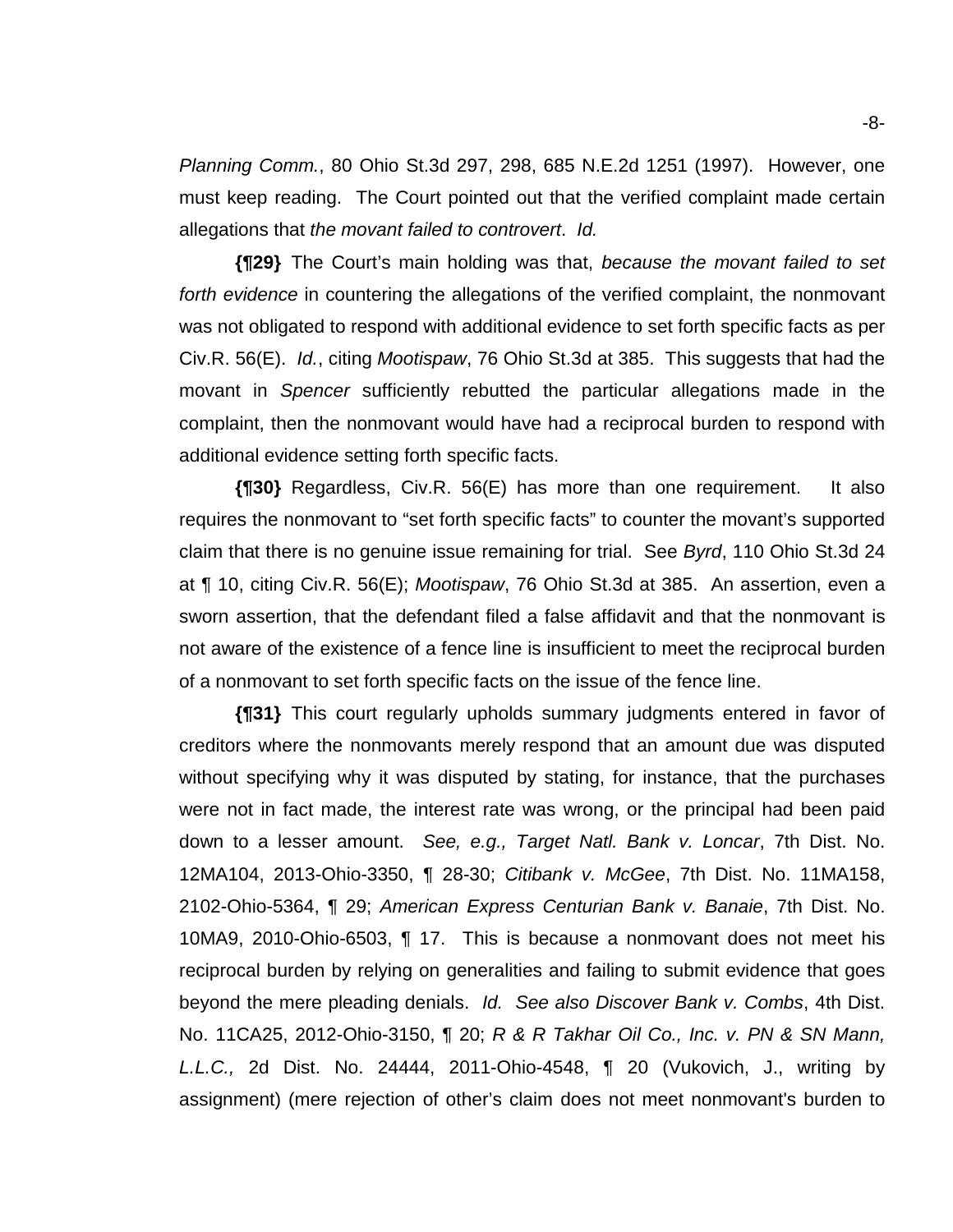*Planning Comm.*, 80 Ohio St.3d 297, 298, 685 N.E.2d 1251 (1997). However, one must keep reading. The Court pointed out that the verified complaint made certain allegations that *the movant failed to controvert*. *Id.*

**{¶29}** The Court's main holding was that, *because the movant failed to set forth evidence* in countering the allegations of the verified complaint, the nonmovant was not obligated to respond with additional evidence to set forth specific facts as per Civ.R. 56(E). *Id.*, citing *Mootispaw*, 76 Ohio St.3d at 385. This suggests that had the movant in *Spencer* sufficiently rebutted the particular allegations made in the complaint, then the nonmovant would have had a reciprocal burden to respond with additional evidence setting forth specific facts.

**{¶30}** Regardless, Civ.R. 56(E) has more than one requirement. It also requires the nonmovant to "set forth specific facts" to counter the movant's supported claim that there is no genuine issue remaining for trial. See *Byrd*, 110 Ohio St.3d 24 at ¶ 10, citing Civ.R. 56(E); *Mootispaw*, 76 Ohio St.3d at 385. An assertion, even a sworn assertion, that the defendant filed a false affidavit and that the nonmovant is not aware of the existence of a fence line is insufficient to meet the reciprocal burden of a nonmovant to set forth specific facts on the issue of the fence line.

**{¶31}** This court regularly upholds summary judgments entered in favor of creditors where the nonmovants merely respond that an amount due was disputed without specifying why it was disputed by stating, for instance, that the purchases were not in fact made, the interest rate was wrong, or the principal had been paid down to a lesser amount. *See, e.g., Target Natl. Bank v. Loncar*, 7th Dist. No. 12MA104, 2013-Ohio-3350, ¶ 28-30; *Citibank v. McGee*, 7th Dist. No. 11MA158, 2102-Ohio-5364, ¶ 29; *American Express Centurian Bank v. Banaie*, 7th Dist. No. 10MA9, 2010-Ohio-6503, ¶ 17. This is because a nonmovant does not meet his reciprocal burden by relying on generalities and failing to submit evidence that goes beyond the mere pleading denials. *Id. See also Discover Bank v. Combs*, 4th Dist. No. 11CA25, 2012-Ohio-3150, ¶ 20; *R & R Takhar Oil Co., Inc. v. PN & SN Mann, L.L.C.,* 2d Dist. No. 24444, 2011-Ohio-4548, ¶ 20 (Vukovich, J., writing by assignment) (mere rejection of other's claim does not meet nonmovant's burden to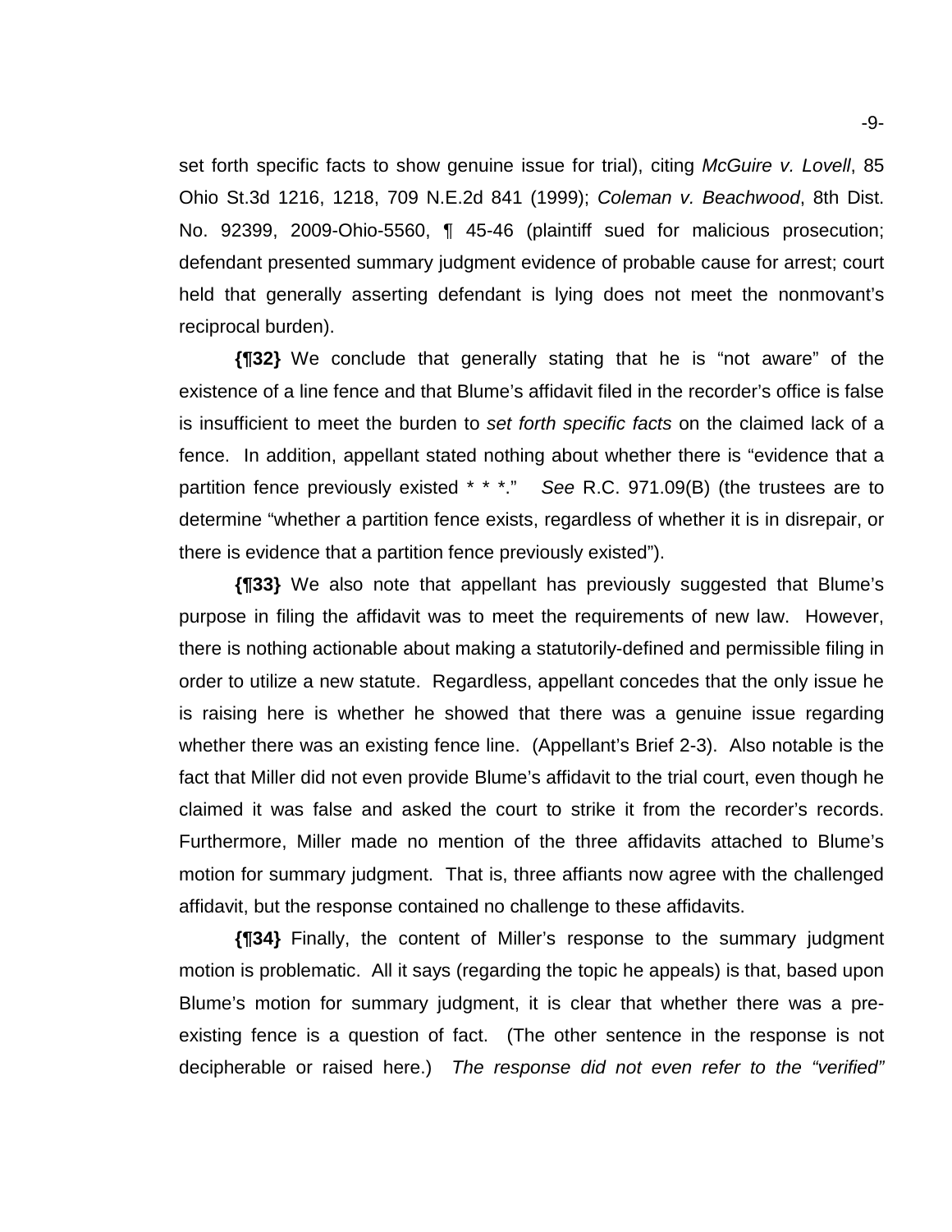set forth specific facts to show genuine issue for trial), citing *McGuire v. Lovell*, 85 Ohio St.3d 1216, 1218, 709 N.E.2d 841 (1999); *Coleman v. Beachwood*, 8th Dist. No. 92399, 2009-Ohio-5560, ¶ 45-46 (plaintiff sued for malicious prosecution; defendant presented summary judgment evidence of probable cause for arrest; court held that generally asserting defendant is lying does not meet the nonmovant's reciprocal burden).

**{¶32}** We conclude that generally stating that he is "not aware" of the existence of a line fence and that Blume's affidavit filed in the recorder's office is false is insufficient to meet the burden to *set forth specific facts* on the claimed lack of a fence. In addition, appellant stated nothing about whether there is "evidence that a partition fence previously existed * * *." *See* R.C. 971.09(B) (the trustees are to determine "whether a partition fence exists, regardless of whether it is in disrepair, or there is evidence that a partition fence previously existed").

**{¶33}** We also note that appellant has previously suggested that Blume's purpose in filing the affidavit was to meet the requirements of new law. However, there is nothing actionable about making a statutorily-defined and permissible filing in order to utilize a new statute. Regardless, appellant concedes that the only issue he is raising here is whether he showed that there was a genuine issue regarding whether there was an existing fence line. (Appellant's Brief 2-3). Also notable is the fact that Miller did not even provide Blume's affidavit to the trial court, even though he claimed it was false and asked the court to strike it from the recorder's records. Furthermore, Miller made no mention of the three affidavits attached to Blume's motion for summary judgment. That is, three affiants now agree with the challenged affidavit, but the response contained no challenge to these affidavits.

**{¶34}** Finally, the content of Miller's response to the summary judgment motion is problematic. All it says (regarding the topic he appeals) is that, based upon Blume's motion for summary judgment, it is clear that whether there was a pre-existing fence is a question of fact. (The other sentence in the response is not decipherable or raised here.) *The response did not even refer to the "verified"*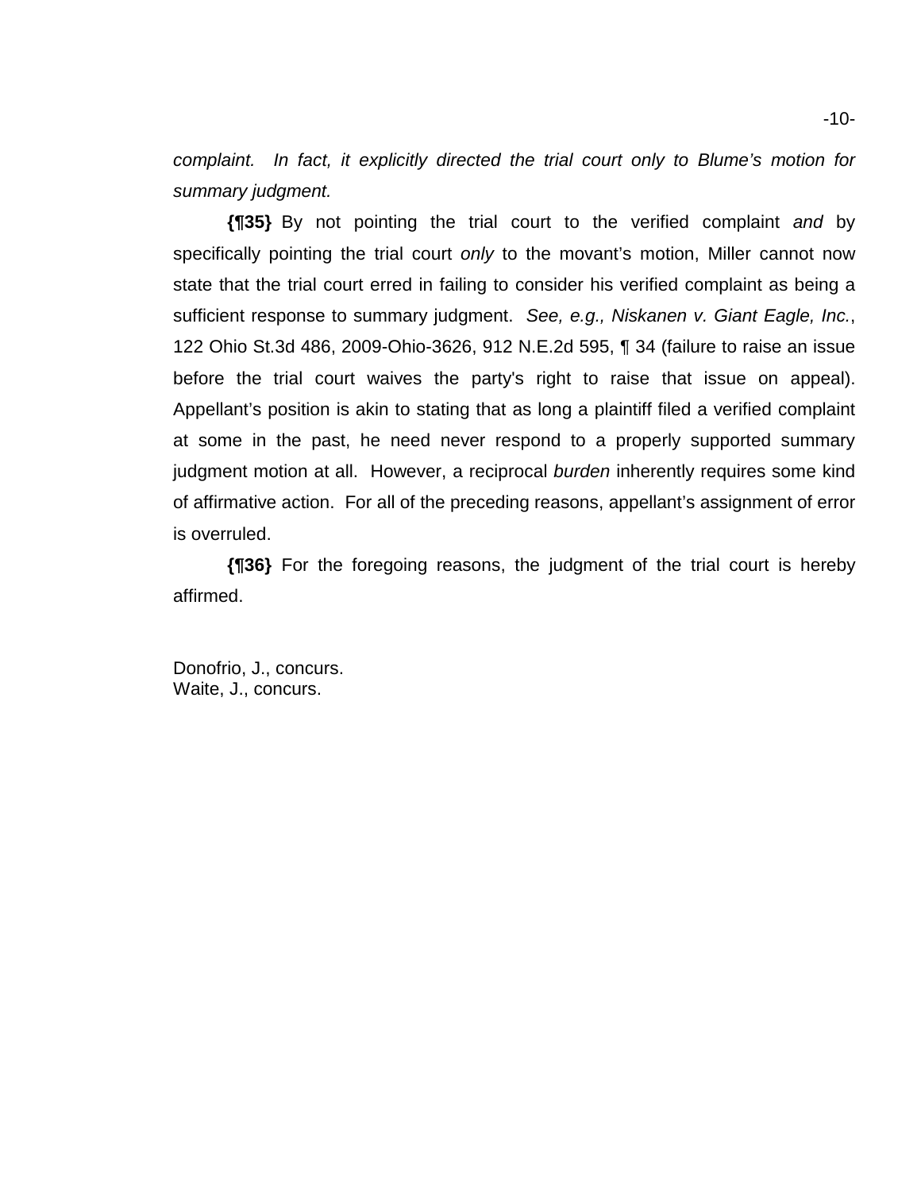*complaint. In fact, it explicitly directed the trial court only to Blume's motion for summary judgment.*

**{¶35}** By not pointing the trial court to the verified complaint *and* by specifically pointing the trial court *only* to the movant's motion, Miller cannot now state that the trial court erred in failing to consider his verified complaint as being a sufficient response to summary judgment. *See, e.g., Niskanen v. Giant Eagle, Inc.*, 122 Ohio St.3d 486, 2009-Ohio-3626, 912 N.E.2d 595, ¶ 34 (failure to raise an issue before the trial court waives the party's right to raise that issue on appeal). Appellant's position is akin to stating that as long a plaintiff filed a verified complaint at some in the past, he need never respond to a properly supported summary judgment motion at all. However, a reciprocal *burden* inherently requires some kind of affirmative action. For all of the preceding reasons, appellant's assignment of error is overruled.

**{¶36}** For the foregoing reasons, the judgment of the trial court is hereby affirmed.

Donofrio, J., concurs.
Waite, J., concurs.